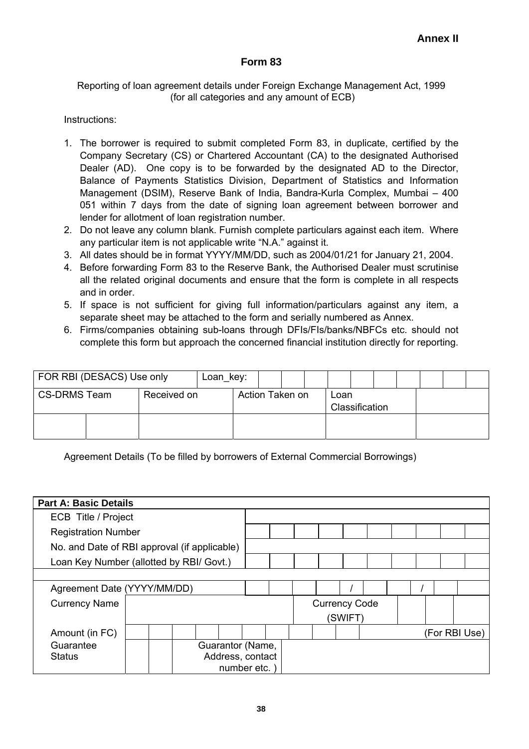**Annex II**

# Form 83

Reporting of loan agreement details under Foreign Exchange Management Act, 1999
(for all categories and any amount of ECB)

Instructions:

1. The borrower is required to submit completed Form 83, in duplicate, certified by the Company Secretary (CS) or Chartered Accountant (CA) to the designated Authorised Dealer (AD). One copy is to be forwarded by the designated AD to the Director, Balance of Payments Statistics Division, Department of Statistics and Information Management (DSIM), Reserve Bank of India, Bandra-Kurla Complex, Mumbai – 400 051 within 7 days from the date of signing loan agreement between borrower and lender for allotment of loan registration number.
2. Do not leave any column blank. Furnish complete particulars against each item. Where any particular item is not applicable write "N.A." against it.
3. All dates should be in format YYYY/MM/DD, such as 2004/01/21 for January 21, 2004.
4. Before forwarding Form 83 to the Reserve Bank, the Authorised Dealer must scrutinise all the related original documents and ensure that the form is complete in all respects and in order.
5. If space is not sufficient for giving full information/particulars against any item, a separate sheet may be attached to the form and serially numbered as Annex.
6. Firms/companies obtaining sub-loans through DFIs/FIs/banks/NBFCs etc. should not complete this form but approach the concerned financial institution directly for reporting.

| FOR RBI (DESACS) Use only | | Loan_key: | | |
|---|---|---|---|---|
| CS-DRMS Team | Received on | Action Taken on | Loan Classification | |
| | | | | |

Agreement Details (To be filled by borrowers of External Commercial Borrowings)

| **Part A: Basic Details** | | | |
|---|---|---|---|
| ECB Title / Project | | | |
| Registration Number | | | |
| No. and Date of RBI approval (if applicable) | | | |
| Loan Key Number (allotted by RBI/ Govt.) | | | |
| | | | |
| Agreement Date (YYYY/MM/DD) | / / | | |
| Currency Name | | Currency Code (SWIFT) | |
| Amount (in FC) | | | (For RBI Use) |
| Guarantee Status | | Guarantor (Name, Address, contact number etc. ) | |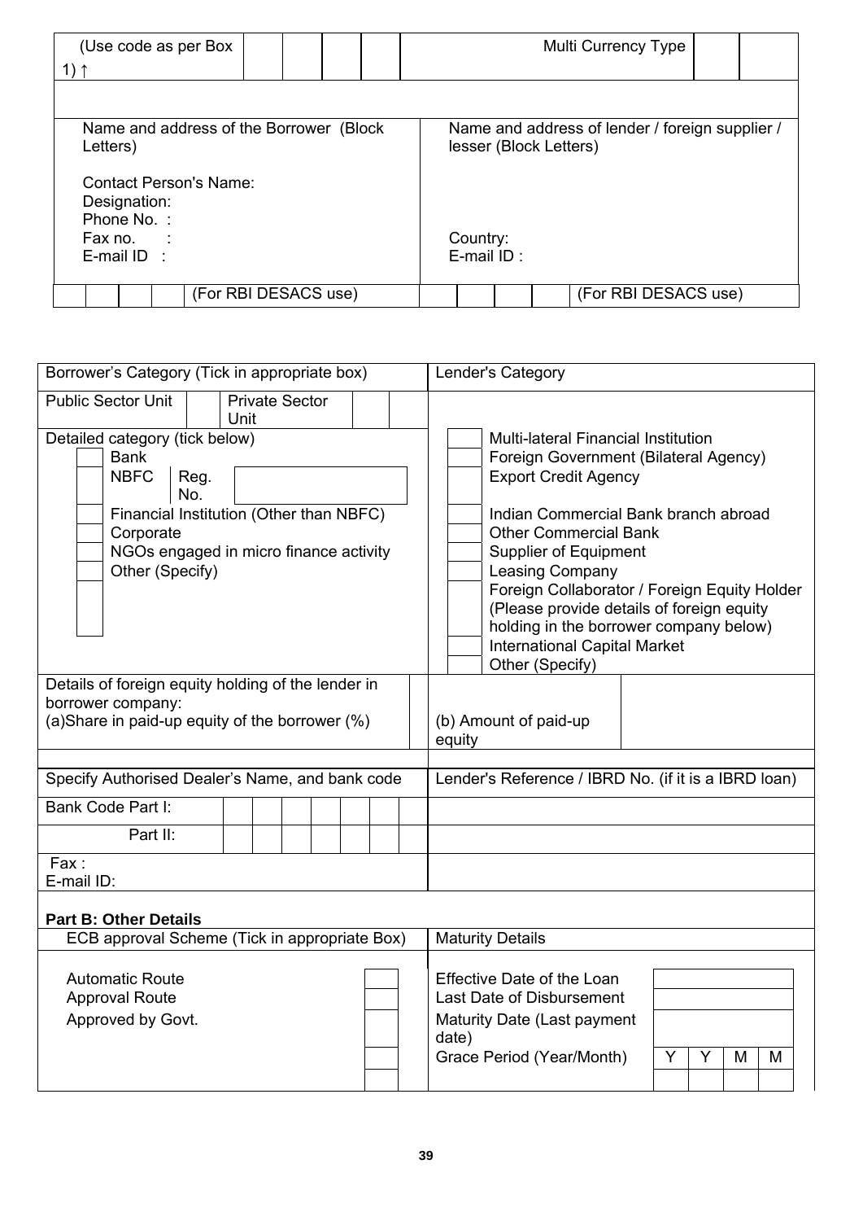| (Use code as per Box 1) ↑ | | | | | Multi Currency Type | | |
|---|---|---|---|---|---|---|---|

| Name and address of the Borrower (Block Letters) | Name and address of lender / foreign supplier / lesser (Block Letters) |
|---|---|
| Contact Person's Name:<br>Designation:<br>Phone No. :<br>Fax no. :<br>E-mail ID : | Country:<br>E-mail ID : |
| (For RBI DESACS use) | (For RBI DESACS use) |

| Borrower's Category (Tick in appropriate box) | Lender's Category |
|---|---|
| Public Sector Unit [ ] Private Sector Unit [ ] | |
| Detailed category (tick below)<br>[ ] Bank<br>[ ] NBFC Reg. No. [ ]<br>[ ] Financial Institution (Other than NBFC)<br>[ ] Corporate<br>[ ] NGOs engaged in micro finance activity<br>[ ] Other (Specify) | [ ] Multi-lateral Financial Institution<br>[ ] Foreign Government (Bilateral Agency)<br>[ ] Export Credit Agency<br>[ ] Indian Commercial Bank branch abroad<br>[ ] Other Commercial Bank<br>[ ] Supplier of Equipment<br>[ ] Leasing Company<br>[ ] Foreign Collaborator / Foreign Equity Holder (Please provide details of foreign equity holding in the borrower company below)<br>[ ] International Capital Market<br>[ ] Other (Specify) |
| Details of foreign equity holding of the lender in borrower company:<br>(a)Share in paid-up equity of the borrower (%) | (b) Amount of paid-up equity |
| Specify Authorised Dealer's Name, and bank code | Lender's Reference / IBRD No. (if it is a IBRD loan) |
| Bank Code Part I: | |
| Part II: | |
| Fax :<br>E-mail ID: | |

**Part B: Other Details**

| ECB approval Scheme (Tick in appropriate Box) | Maturity Details |
|---|---|
| Automatic Route [ ]<br>Approval Route [ ]<br>Approved by Govt. [ ] | Effective Date of the Loan [ ]<br>Last Date of Disbursement [ ]<br>Maturity Date (Last payment date) [ ]<br>Grace Period (Year/Month) Y Y M M |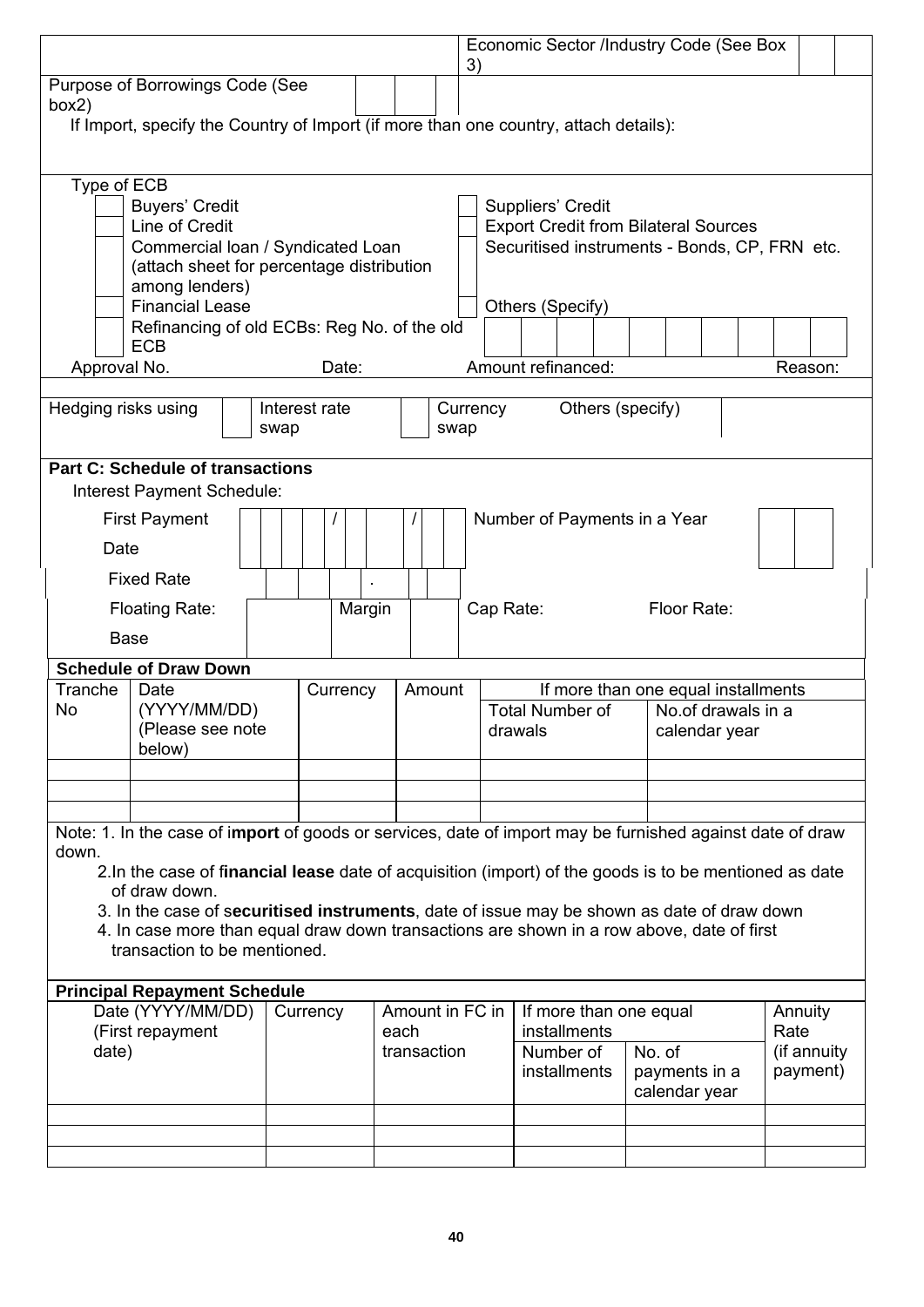| | Economic Sector /Industry Code (See Box 3) | | |
|---|---|---|---|

| Purpose of Borrowings Code (See box2) | | | |
|---|---|---|---|

If Import, specify the Country of Import (if more than one country, attach details):

Type of ECB

| | | | |
|---|---|---|---|
| | Buyers' Credit | | Suppliers' Credit |
| | Line of Credit | | Export Credit from Bilateral Sources |
| | Commercial loan / Syndicated Loan (attach sheet for percentage distribution among lenders) | | Securitised instruments - Bonds, CP, FRN etc. |
| | Financial Lease | | Others (Specify) |
| | Refinancing of old ECBs: Reg No. of the old ECB | | |

Approval No. Date: Amount refinanced: Reason:

| Hedging risks using | | Interest rate swap | | Currency swap | Others (specify) | |
|---|---|---|---|---|---|---|

**Part C: Schedule of transactions**

Interest Payment Schedule:

| First Payment Date | / / | Number of Payments in a Year | |
|---|---|---|---|
| Fixed Rate | . | | |
| Floating Rate: Base | Margin | Cap Rate: | Floor Rate: |

**Schedule of Draw Down**

| Tranche No | Date (YYYY/MM/DD) (Please see note below) | Currency | Amount | If more than one equal installments | |
|---|---|---|---|---|---|
| | | | | Total Number of drawals | No.of drawals in a calendar year |
| | | | | | |
| | | | | | |
| | | | | | |

Note: 1. In the case of i**mport** of goods or services, date of import may be furnished against date of draw down.

2. In the case of f**inancial lease** date of acquisition (import) of the goods is to be mentioned as date of draw down.

3. In the case of s**ecuritised instruments**, date of issue may be shown as date of draw down

4. In case more than equal draw down transactions are shown in a row above, date of first transaction to be mentioned.

**Principal Repayment Schedule**

| Date (YYYY/MM/DD) (First repayment date) | Currency | Amount in FC in each transaction | If more than one equal installments | | Annuity Rate (if annuity payment) |
|---|---|---|---|---|---|
| | | | Number of installments | No. of payments in a calendar year | |
| | | | | | |
| | | | | | |
| | | | | | |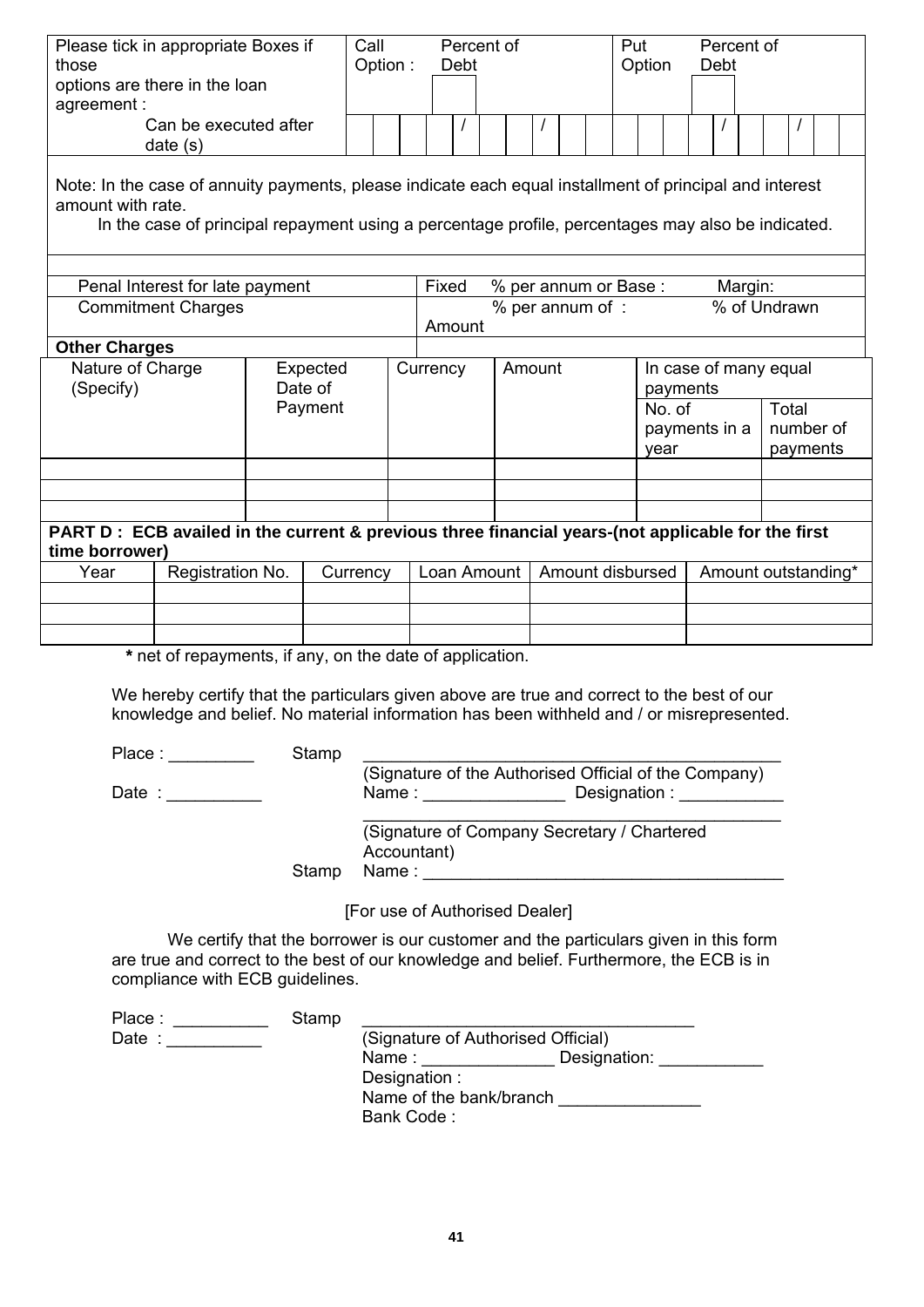| Please tick in appropriate Boxes if those options are there in the loan agreement : | Call Option : | Percent of Debt | Put Option | Percent of Debt |
|---|---|---|---|---|
| Can be executed after date (s) | / / | | / / | |

Note: In the case of annuity payments, please indicate each equal installment of principal and interest amount with rate.

In the case of principal repayment using a percentage profile, percentages may also be indicated.

| | |
|---|---|
| Penal Interest for late payment | Fixed % per annum or Base : Margin: |
| Commitment Charges | % per annum of : % of Undrawn Amount |

**Other Charges**

| Nature of Charge (Specify) | Expected Date of Payment | Currency | Amount | In case of many equal payments | |
|---|---|---|---|---|---|
| | | | | No. of payments in a year | Total number of payments |
| | | | | | |
| | | | | | |
| | | | | | |

**PART D : ECB availed in the current & previous three financial years-(not applicable for the first time borrower)**

| Year | Registration No. | Currency | Loan Amount | Amount disbursed | Amount outstanding* |
|---|---|---|---|---|---|
| | | | | | |
| | | | | | |
| | | | | | |

**\*** net of repayments, if any, on the date of application.

We hereby certify that the particulars given above are true and correct to the best of our knowledge and belief. No material information has been withheld and / or misrepresented.

Place : _________ Stamp _____________________________________________

(Signature of the Authorised Official of the Company)

Date : __________ Name : _______________ Designation : ___________

_____________________________________________

(Signature of Company Secretary / Chartered Accountant)

Stamp Name : ______________________________________

[For use of Authorised Dealer]

We certify that the borrower is our customer and the particulars given in this form are true and correct to the best of our knowledge and belief. Furthermore, the ECB is in compliance with ECB guidelines.

Place : __________ Stamp ____________________________________

Date : __________

(Signature of Authorised Official)

Name : ______________ Designation: ___________

Designation :

Name of the bank/branch _______________

Bank Code :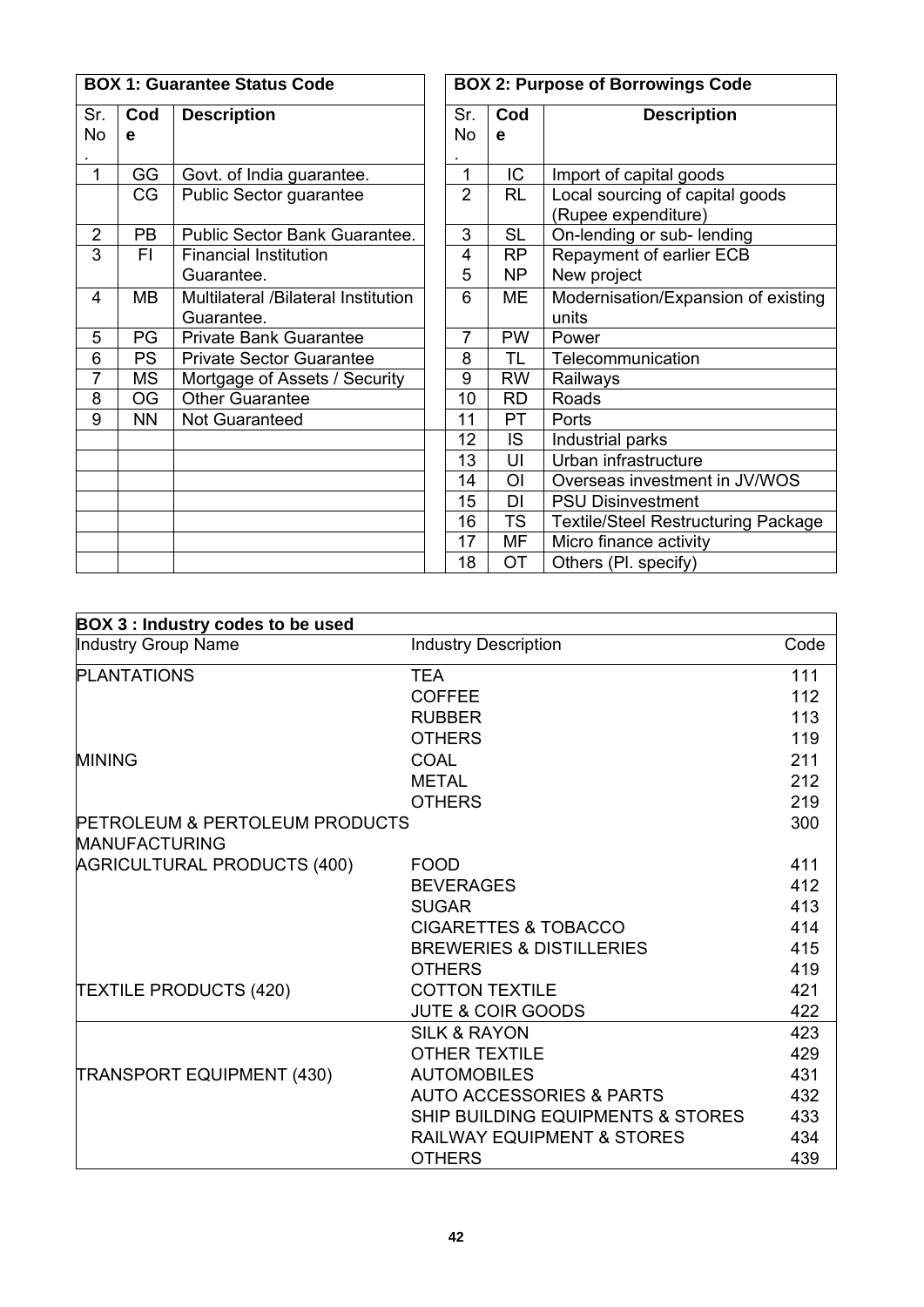**BOX 1: Guarantee Status Code**

| Sr. No. | Code | Description |
|---|---|---|
| 1 | GG | Govt. of India guarantee. |
| | CG | Public Sector guarantee |
| 2 | PB | Public Sector Bank Guarantee. |
| 3 | FI | Financial Institution Guarantee. |
| 4 | MB | Multilateral /Bilateral Institution Guarantee. |
| 5 | PG | Private Bank Guarantee |
| 6 | PS | Private Sector Guarantee |
| 7 | MS | Mortgage of Assets / Security |
| 8 | OG | Other Guarantee |
| 9 | NN | Not Guaranteed |

**BOX 2: Purpose of Borrowings Code**

| Sr. No. | Code | Description |
|---|---|---|
| 1 | IC | Import of capital goods |
| 2 | RL | Local sourcing of capital goods (Rupee expenditure) |
| 3 | SL | On-lending or sub- lending |
| 4 | RP | Repayment of earlier ECB |
| 5 | NP | New project |
| 6 | ME | Modernisation/Expansion of existing units |
| 7 | PW | Power |
| 8 | TL | Telecommunication |
| 9 | RW | Railways |
| 10 | RD | Roads |
| 11 | PT | Ports |
| 12 | IS | Industrial parks |
| 13 | UI | Urban infrastructure |
| 14 | OI | Overseas investment in JV/WOS |
| 15 | DI | PSU Disinvestment |
| 16 | TS | Textile/Steel Restructuring Package |
| 17 | MF | Micro finance activity |
| 18 | OT | Others (Pl. specify) |

**BOX 3 : Industry codes to be used**

| Industry Group Name | Industry Description | Code |
|---|---|---|
| PLANTATIONS | TEA | 111 |
| | COFFEE | 112 |
| | RUBBER | 113 |
| | OTHERS | 119 |
| MINING | COAL | 211 |
| | METAL | 212 |
| | OTHERS | 219 |
| PETROLEUM & PERTOLEUM PRODUCTS | | 300 |
| MANUFACTURING | | |
| AGRICULTURAL PRODUCTS (400) | FOOD | 411 |
| | BEVERAGES | 412 |
| | SUGAR | 413 |
| | CIGARETTES & TOBACCO | 414 |
| | BREWERIES & DISTILLERIES | 415 |
| | OTHERS | 419 |
| TEXTILE PRODUCTS (420) | COTTON TEXTILE | 421 |
| | JUTE & COIR GOODS | 422 |
| | SILK & RAYON | 423 |
| | OTHER TEXTILE | 429 |
| TRANSPORT EQUIPMENT (430) | AUTOMOBILES | 431 |
| | AUTO ACCESSORIES & PARTS | 432 |
| | SHIP BUILDING EQUIPMENTS & STORES | 433 |
| | RAILWAY EQUIPMENT & STORES | 434 |
| | OTHERS | 439 |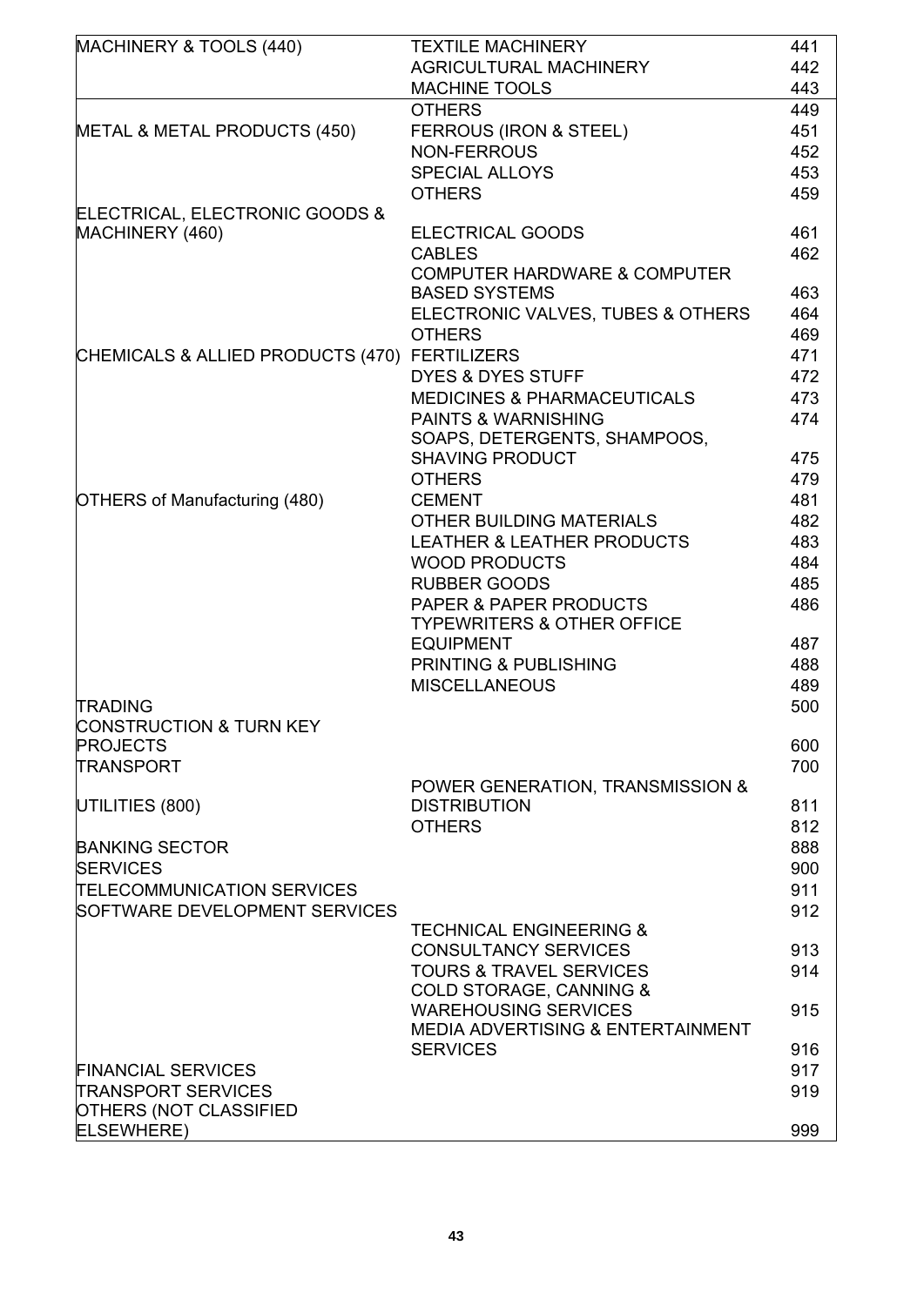| | | |
|---|---|---|
| MACHINERY & TOOLS (440) | TEXTILE MACHINERY | 441 |
| | AGRICULTURAL MACHINERY | 442 |
| | MACHINE TOOLS | 443 |
| | OTHERS | 449 |
| METAL & METAL PRODUCTS (450) | FERROUS (IRON & STEEL) | 451 |
| | NON-FERROUS | 452 |
| | SPECIAL ALLOYS | 453 |
| | OTHERS | 459 |
| ELECTRICAL, ELECTRONIC GOODS & MACHINERY (460) | ELECTRICAL GOODS | 461 |
| | CABLES | 462 |
| | COMPUTER HARDWARE & COMPUTER BASED SYSTEMS | 463 |
| | ELECTRONIC VALVES, TUBES & OTHERS | 464 |
| | OTHERS | 469 |
| CHEMICALS & ALLIED PRODUCTS (470) | FERTILIZERS | 471 |
| | DYES & DYES STUFF | 472 |
| | MEDICINES & PHARMACEUTICALS | 473 |
| | PAINTS & WARNISHING | 474 |
| | SOAPS, DETERGENTS, SHAMPOOS, SHAVING PRODUCT | 475 |
| | OTHERS | 479 |
| OTHERS of Manufacturing (480) | CEMENT | 481 |
| | OTHER BUILDING MATERIALS | 482 |
| | LEATHER & LEATHER PRODUCTS | 483 |
| | WOOD PRODUCTS | 484 |
| | RUBBER GOODS | 485 |
| | PAPER & PAPER PRODUCTS | 486 |
| | TYPEWRITERS & OTHER OFFICE EQUIPMENT | 487 |
| | PRINTING & PUBLISHING | 488 |
| | MISCELLANEOUS | 489 |
| TRADING | | 500 |
| CONSTRUCTION & TURN KEY PROJECTS | | 600 |
| TRANSPORT | | 700 |
| UTILITIES (800) | POWER GENERATION, TRANSMISSION & DISTRIBUTION | 811 |
| | OTHERS | 812 |
| BANKING SECTOR | | 888 |
| SERVICES | | 900 |
| TELECOMMUNICATION SERVICES | | 911 |
| SOFTWARE DEVELOPMENT SERVICES | | 912 |
| | TECHNICAL ENGINEERING & CONSULTANCY SERVICES | 913 |
| | TOURS & TRAVEL SERVICES | 914 |
| | COLD STORAGE, CANNING & WAREHOUSING SERVICES | 915 |
| | MEDIA ADVERTISING & ENTERTAINMENT SERVICES | 916 |
| FINANCIAL SERVICES | | 917 |
| TRANSPORT SERVICES | | 919 |
| OTHERS (NOT CLASSIFIED ELSEWHERE) | | 999 |